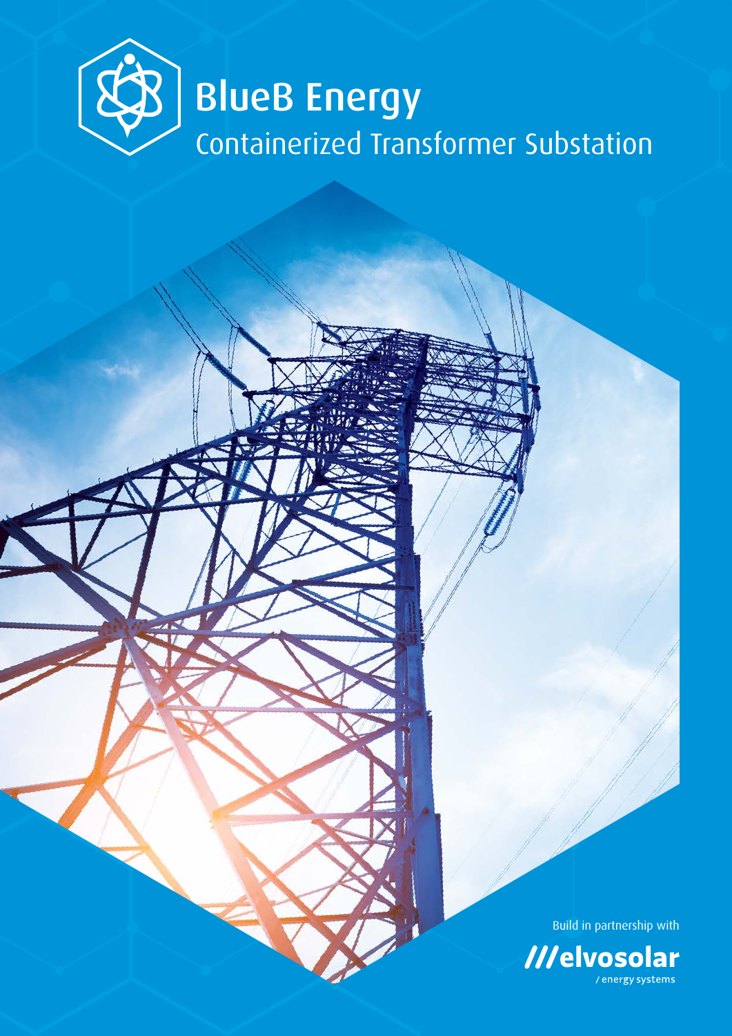# BlueB Energy

## Containerized Transformer Substation

Build in partnership with

///elvosolar
/ energy systems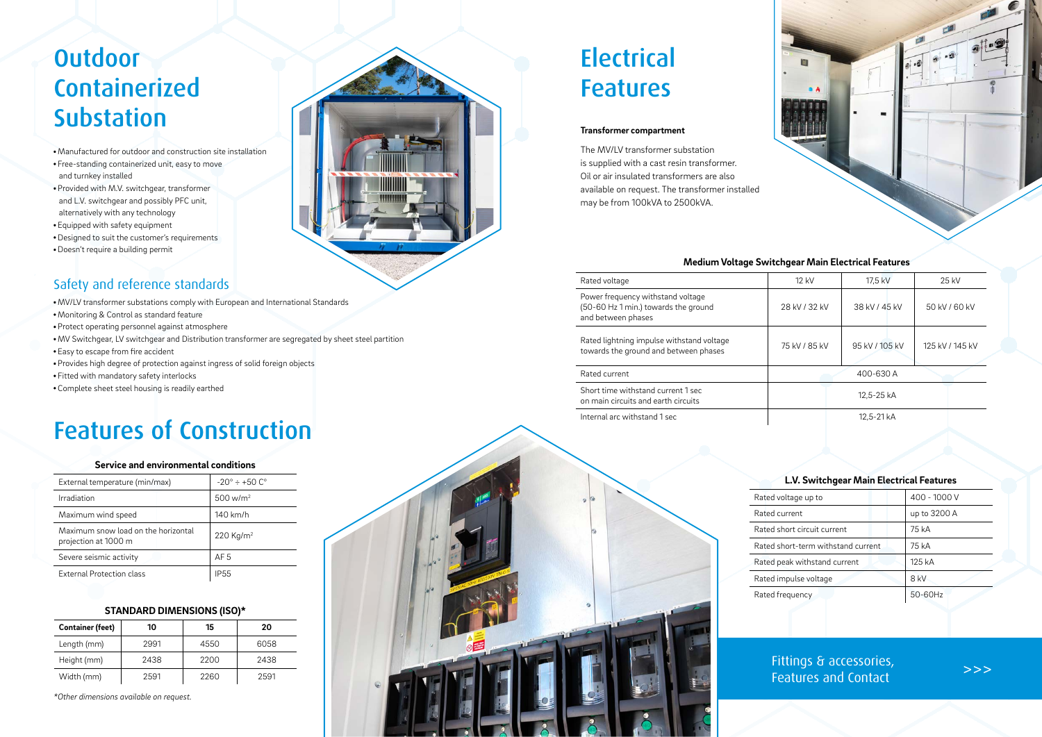# Outdoor Containerized Substation

- Manufactured for outdoor and construction site installation
- Free-standing containerized unit, easy to move and turnkey installed
- Provided with M.V. switchgear, transformer and L.V. switchgear and possibly PFC unit, alternatively with any technology
- Equipped with safety equipment
- Designed to suit the customer's requirements
- Doesn't require a building permit

## Safety and reference standards

- MV/LV transformer substations comply with European and International Standards
- Monitoring & Control as standard feature
- Protect operating personnel against atmosphere
- MV Switchgear, LV switchgear and Distribution transformer are segregated by sheet steel partition
- Easy to escape from fire accident
- Provides high degree of protection against ingress of solid foreign objects
- Fitted with mandatory safety interlocks
- Complete sheet steel housing is readily earthed

# Features of Construction

**Service and environmental conditions**

| | |
|---|---|
| External temperature (min/max) | -20° ÷ +50 C° |
| Irradiation | 500 w/m² |
| Maximum wind speed | 140 km/h |
| Maximum snow load on the horizontal projection at 1000 m | 220 Kg/m² |
| Severe seismic activity | AF 5 |
| External Protection class | IP55 |

**STANDARD DIMENSIONS (ISO)***

| Container (feet) | 10 | 15 | 20 |
|---|---|---|---|
| Length (mm) | 2991 | 4550 | 6058 |
| Height (mm) | 2438 | 2200 | 2438 |
| Width (mm) | 2591 | 2260 | 2591 |

*Other dimensions available on request.*

# Electrical Features

**Transformer compartment**

The MV/LV transformer substation is supplied with a cast resin transformer. Oil or air insulated transformers are also available on request. The transformer installed may be from 100kVA to 2500kVA.

**Medium Voltage Switchgear Main Electrical Features**

| Rated voltage | 12 kV | 17,5 kV | 25 kV |
|---|---|---|---|
| Power frequency withstand voltage (50-60 Hz 1 min.) towards the ground and between phases | 28 kV / 32 kV | 38 kV / 45 kV | 50 kV / 60 kV |
| Rated lightning impulse withstand voltage towards the ground and between phases | 75 kV / 85 kV | 95 kV / 105 kV | 125 kV / 145 kV |
| Rated current | 400-630 A | | |
| Short time withstand current 1 sec on main circuits and earth circuits | 12,5-25 kA | | |
| Internal arc withstand 1 sec | 12,5-21 kA | | |

**L.V. Switchgear Main Electrical Features**

| | |
|---|---|
| Rated voltage up to | 400 - 1000 V |
| Rated current | up to 3200 A |
| Rated short circuit current | 75 kA |
| Rated short-term withstand current | 75 kA |
| Rated peak withstand current | 125 kA |
| Rated impulse voltage | 8 kV |
| Rated frequency | 50-60Hz |

Fittings & accessories, Features and Contact >>>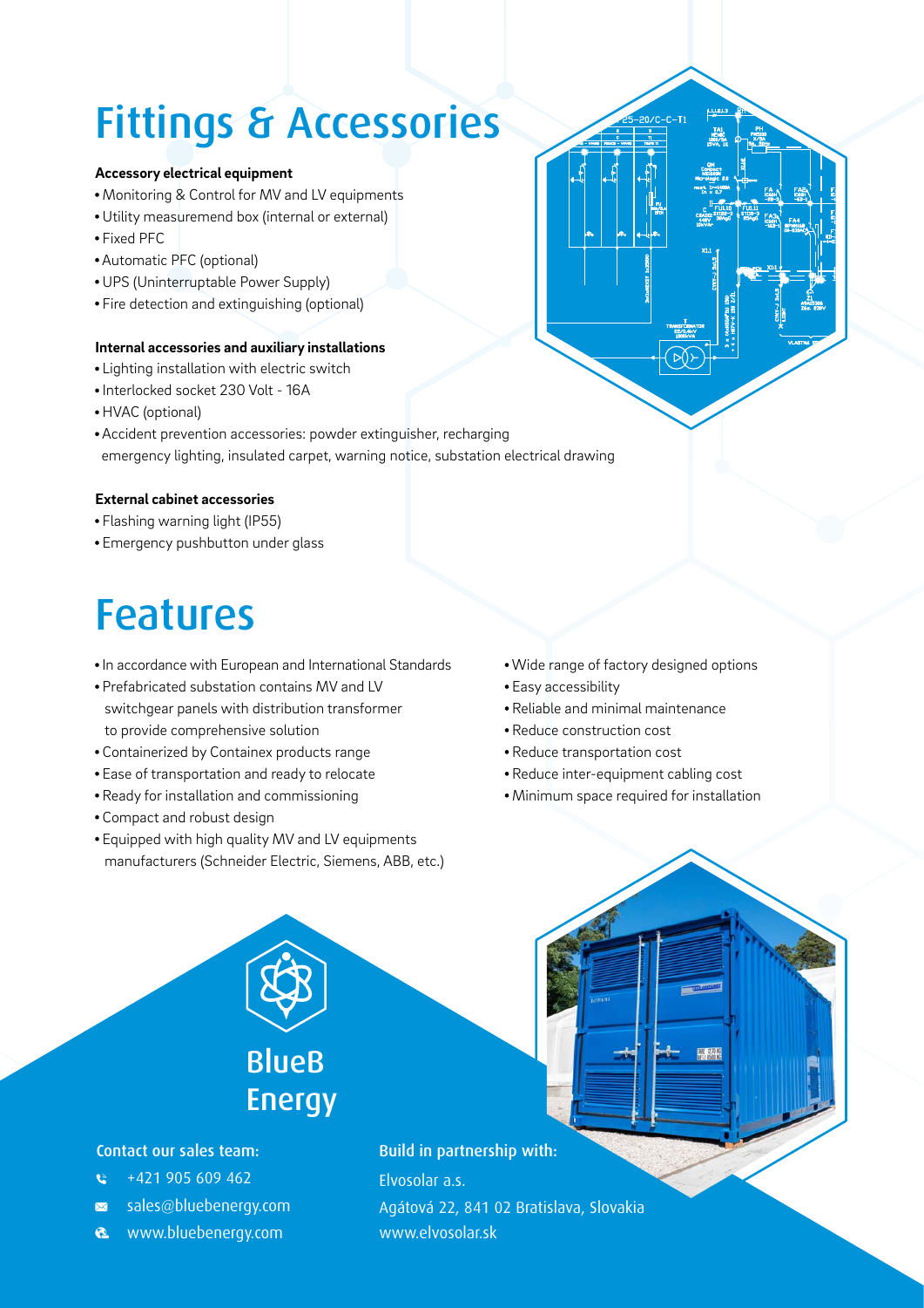# Fittings & Accessories

**Accessory electrical equipment**

- Monitoring & Control for MV and LV equipments
- Utility measuremend box (internal or external)
- Fixed PFC
- Automatic PFC (optional)
- UPS (Uninterruptable Power Supply)
- Fire detection and extinguishing (optional)

**Internal accessories and auxiliary installations**

- Lighting installation with electric switch
- Interlocked socket 230 Volt - 16A
- HVAC (optional)
- Accident prevention accessories: powder extinguisher, recharging emergency lighting, insulated carpet, warning notice, substation electrical drawing

**External cabinet accessories**

- Flashing warning light (IP55)
- Emergency pushbutton under glass

# Features

- In accordance with European and International Standards
- Prefabricated substation contains MV and LV switchgear panels with distribution transformer to provide comprehensive solution
- Containerized by Containex products range
- Ease of transportation and ready to relocate
- Ready for installation and commissioning
- Compact and robust design
- Equipped with high quality MV and LV equipments manufacturers (Schneider Electric, Siemens, ABB, etc.)
- Wide range of factory designed options
- Easy accessibility
- Reliable and minimal maintenance
- Reduce construction cost
- Reduce transportation cost
- Reduce inter-equipment cabling cost
- Minimum space required for installation

BlueB Energy

Contact our sales team:

+421 905 609 462

sales@bluebenergy.com

www.bluebenergy.com

Build in partnership with:

Elvosolar a.s.

Agátová 22, 841 02 Bratislava, Slovakia

www.elvosolar.sk